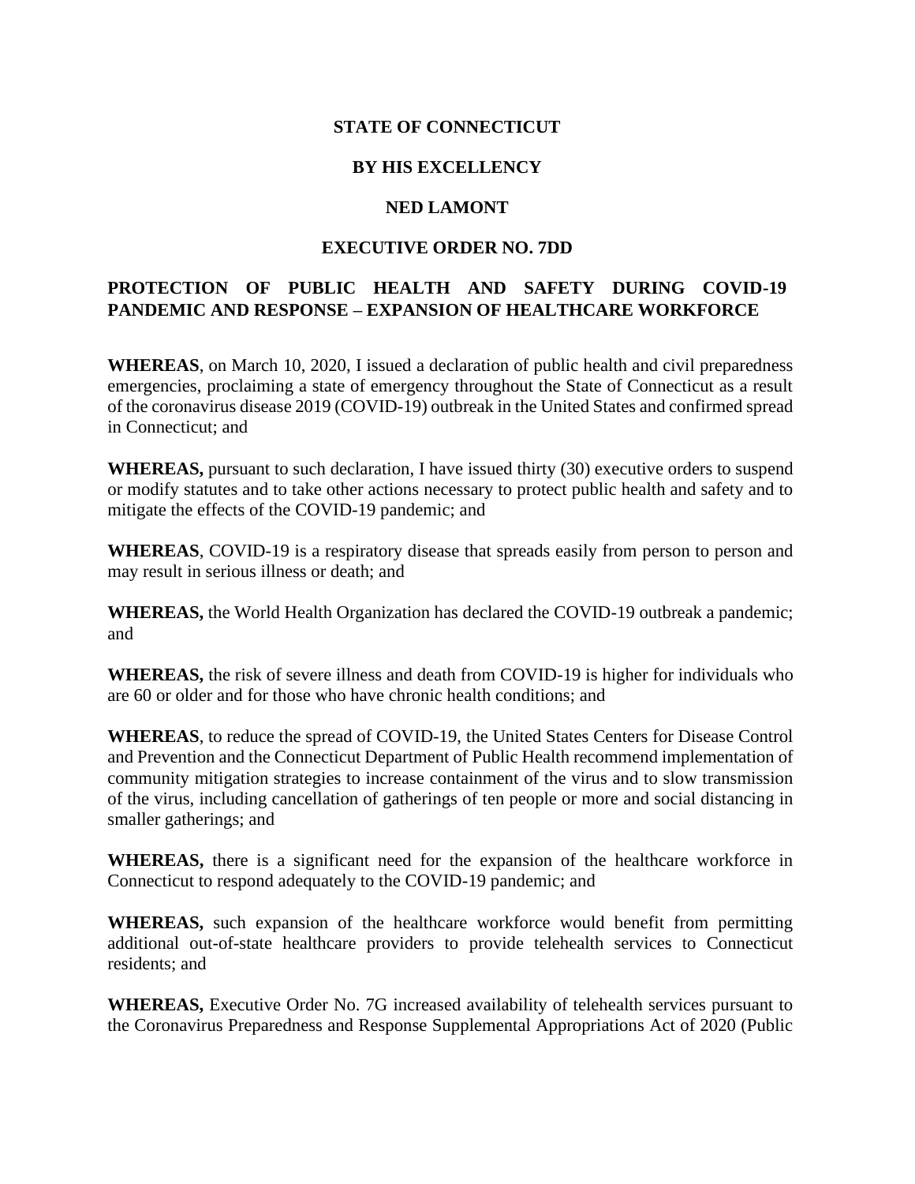**STATE OF CONNECTICUT**

**BY HIS EXCELLENCY**

**NED LAMONT**

**EXECUTIVE ORDER NO. 7DD**

**PROTECTION OF PUBLIC HEALTH AND SAFETY DURING COVID-19 PANDEMIC AND RESPONSE – EXPANSION OF HEALTHCARE WORKFORCE**

**WHEREAS**, on March 10, 2020, I issued a declaration of public health and civil preparedness emergencies, proclaiming a state of emergency throughout the State of Connecticut as a result of the coronavirus disease 2019 (COVID-19) outbreak in the United States and confirmed spread in Connecticut; and

**WHEREAS,** pursuant to such declaration, I have issued thirty (30) executive orders to suspend or modify statutes and to take other actions necessary to protect public health and safety and to mitigate the effects of the COVID-19 pandemic; and

**WHEREAS**, COVID-19 is a respiratory disease that spreads easily from person to person and may result in serious illness or death; and

**WHEREAS,** the World Health Organization has declared the COVID-19 outbreak a pandemic; and

**WHEREAS,** the risk of severe illness and death from COVID-19 is higher for individuals who are 60 or older and for those who have chronic health conditions; and

**WHEREAS**, to reduce the spread of COVID-19, the United States Centers for Disease Control and Prevention and the Connecticut Department of Public Health recommend implementation of community mitigation strategies to increase containment of the virus and to slow transmission of the virus, including cancellation of gatherings of ten people or more and social distancing in smaller gatherings; and

**WHEREAS,** there is a significant need for the expansion of the healthcare workforce in Connecticut to respond adequately to the COVID-19 pandemic; and

**WHEREAS,** such expansion of the healthcare workforce would benefit from permitting additional out-of-state healthcare providers to provide telehealth services to Connecticut residents; and

**WHEREAS,** Executive Order No. 7G increased availability of telehealth services pursuant to the Coronavirus Preparedness and Response Supplemental Appropriations Act of 2020 (Public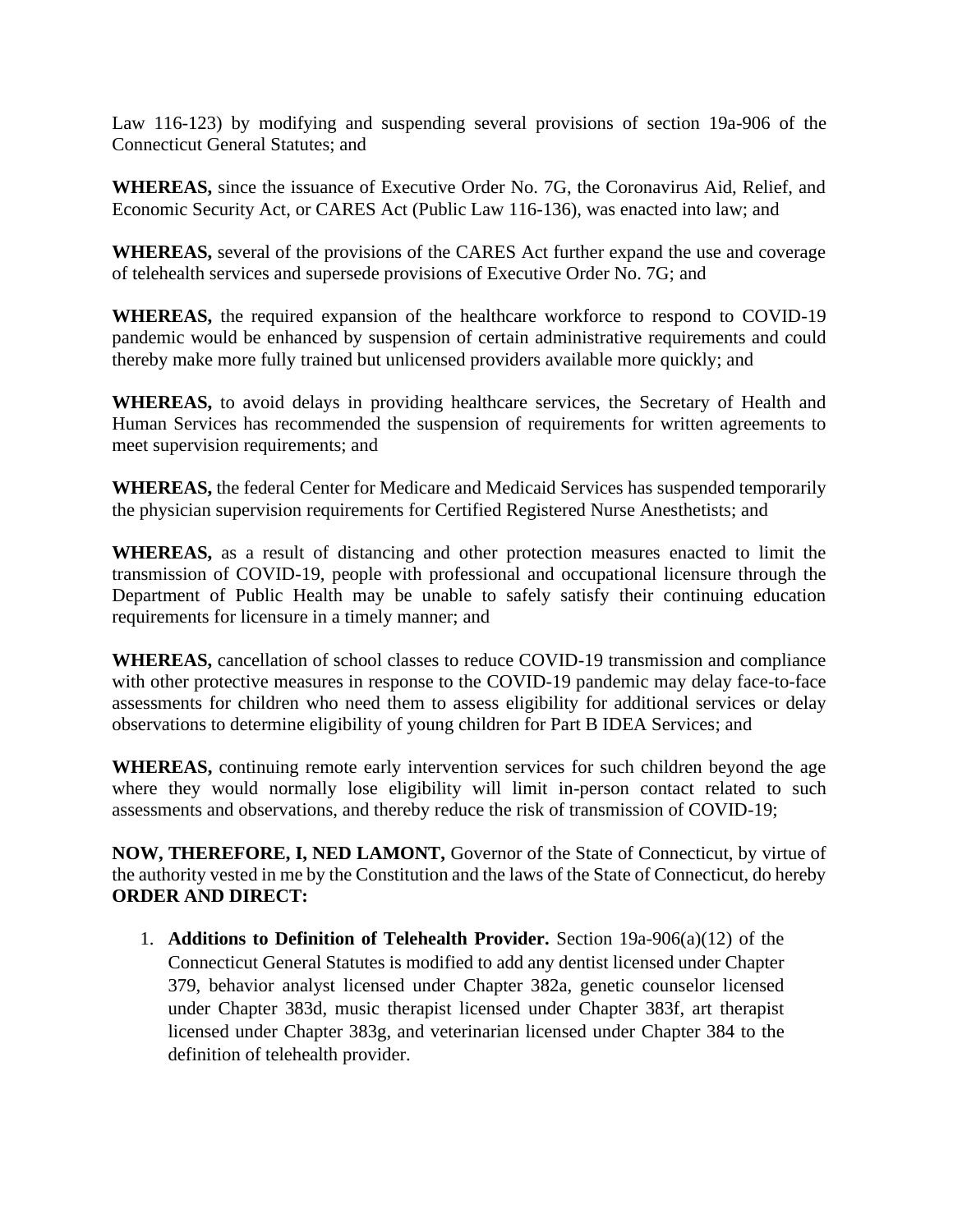Law 116-123) by modifying and suspending several provisions of section 19a-906 of the Connecticut General Statutes; and

**WHEREAS,** since the issuance of Executive Order No. 7G, the Coronavirus Aid, Relief, and Economic Security Act, or CARES Act (Public Law 116-136), was enacted into law; and

**WHEREAS,** several of the provisions of the CARES Act further expand the use and coverage of telehealth services and supersede provisions of Executive Order No. 7G; and

**WHEREAS,** the required expansion of the healthcare workforce to respond to COVID-19 pandemic would be enhanced by suspension of certain administrative requirements and could thereby make more fully trained but unlicensed providers available more quickly; and

**WHEREAS,** to avoid delays in providing healthcare services, the Secretary of Health and Human Services has recommended the suspension of requirements for written agreements to meet supervision requirements; and

**WHEREAS,** the federal Center for Medicare and Medicaid Services has suspended temporarily the physician supervision requirements for Certified Registered Nurse Anesthetists; and

**WHEREAS,** as a result of distancing and other protection measures enacted to limit the transmission of COVID-19, people with professional and occupational licensure through the Department of Public Health may be unable to safely satisfy their continuing education requirements for licensure in a timely manner; and

**WHEREAS,** cancellation of school classes to reduce COVID-19 transmission and compliance with other protective measures in response to the COVID-19 pandemic may delay face-to-face assessments for children who need them to assess eligibility for additional services or delay observations to determine eligibility of young children for Part B IDEA Services; and

**WHEREAS,** continuing remote early intervention services for such children beyond the age where they would normally lose eligibility will limit in-person contact related to such assessments and observations, and thereby reduce the risk of transmission of COVID-19;

**NOW, THEREFORE, I, NED LAMONT,** Governor of the State of Connecticut, by virtue of the authority vested in me by the Constitution and the laws of the State of Connecticut, do hereby **ORDER AND DIRECT:**

1. **Additions to Definition of Telehealth Provider.** Section 19a-906(a)(12) of the Connecticut General Statutes is modified to add any dentist licensed under Chapter 379, behavior analyst licensed under Chapter 382a, genetic counselor licensed under Chapter 383d, music therapist licensed under Chapter 383f, art therapist licensed under Chapter 383g, and veterinarian licensed under Chapter 384 to the definition of telehealth provider.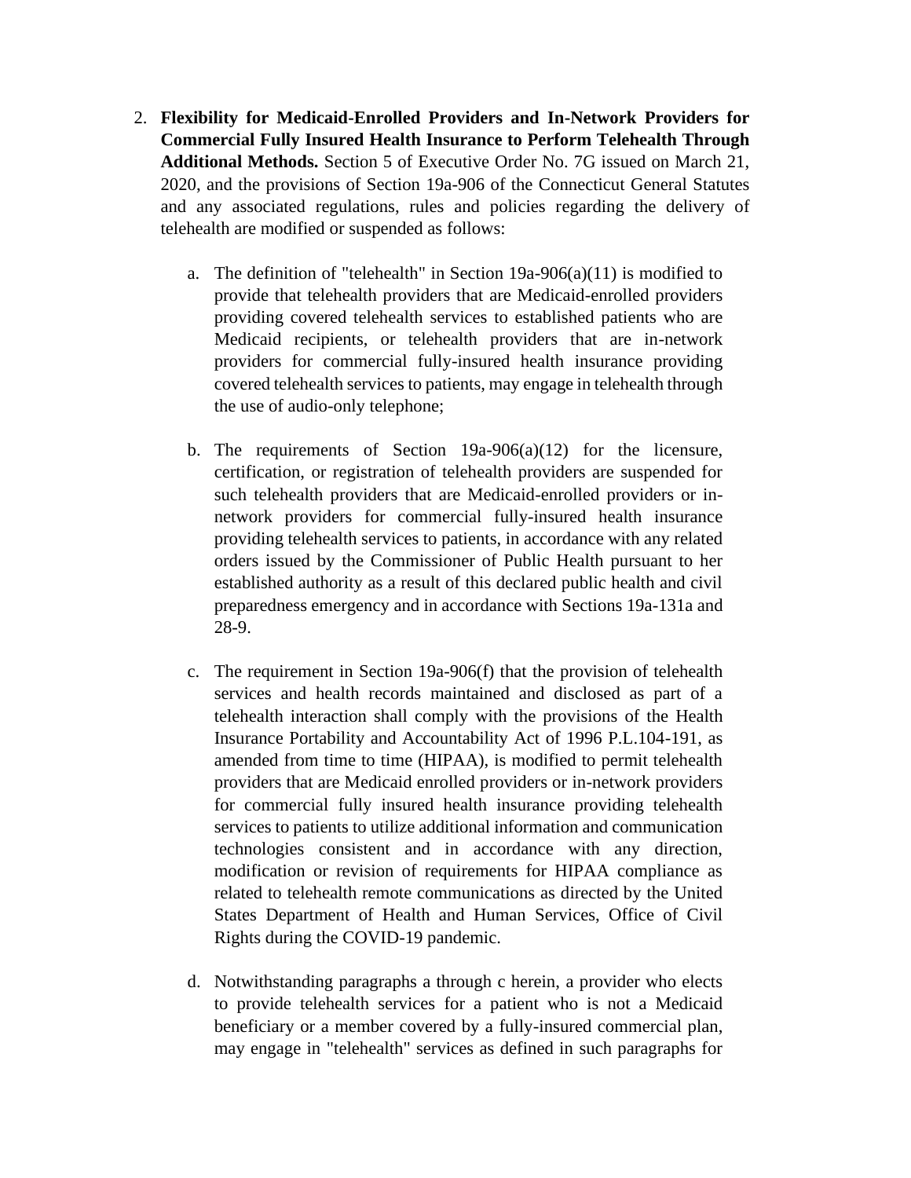2. **Flexibility for Medicaid-Enrolled Providers and In-Network Providers for Commercial Fully Insured Health Insurance to Perform Telehealth Through Additional Methods.** Section 5 of Executive Order No. 7G issued on March 21, 2020, and the provisions of Section 19a-906 of the Connecticut General Statutes and any associated regulations, rules and policies regarding the delivery of telehealth are modified or suspended as follows:

   a. The definition of "telehealth" in Section 19a-906(a)(11) is modified to provide that telehealth providers that are Medicaid-enrolled providers providing covered telehealth services to established patients who are Medicaid recipients, or telehealth providers that are in-network providers for commercial fully-insured health insurance providing covered telehealth services to patients, may engage in telehealth through the use of audio-only telephone;

   b. The requirements of Section 19a-906(a)(12) for the licensure, certification, or registration of telehealth providers are suspended for such telehealth providers that are Medicaid-enrolled providers or in-network providers for commercial fully-insured health insurance providing telehealth services to patients, in accordance with any related orders issued by the Commissioner of Public Health pursuant to her established authority as a result of this declared public health and civil preparedness emergency and in accordance with Sections 19a-131a and 28-9.

   c. The requirement in Section 19a-906(f) that the provision of telehealth services and health records maintained and disclosed as part of a telehealth interaction shall comply with the provisions of the Health Insurance Portability and Accountability Act of 1996 P.L.104-191, as amended from time to time (HIPAA), is modified to permit telehealth providers that are Medicaid enrolled providers or in-network providers for commercial fully insured health insurance providing telehealth services to patients to utilize additional information and communication technologies consistent and in accordance with any direction, modification or revision of requirements for HIPAA compliance as related to telehealth remote communications as directed by the United States Department of Health and Human Services, Office of Civil Rights during the COVID-19 pandemic.

   d. Notwithstanding paragraphs a through c herein, a provider who elects to provide telehealth services for a patient who is not a Medicaid beneficiary or a member covered by a fully-insured commercial plan, may engage in "telehealth" services as defined in such paragraphs for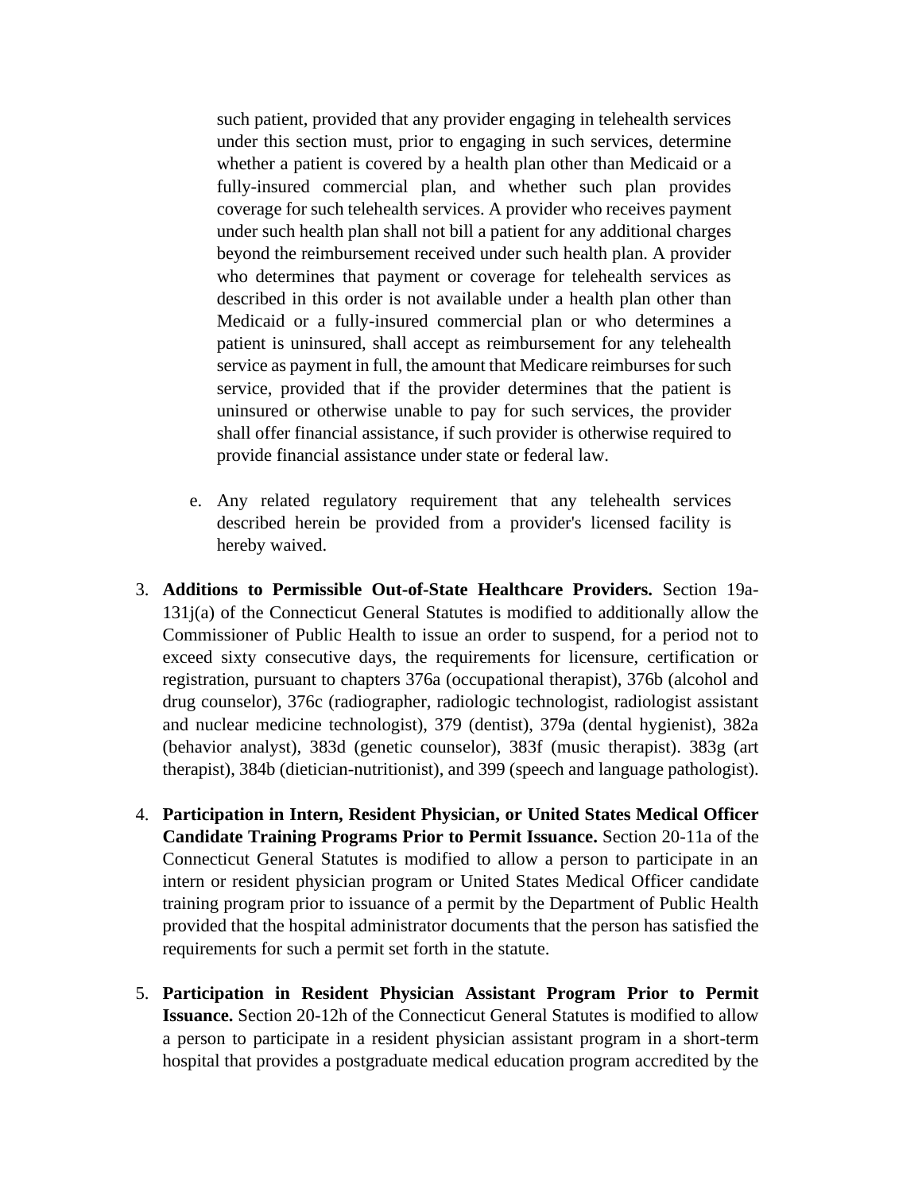such patient, provided that any provider engaging in telehealth services under this section must, prior to engaging in such services, determine whether a patient is covered by a health plan other than Medicaid or a fully-insured commercial plan, and whether such plan provides coverage for such telehealth services. A provider who receives payment under such health plan shall not bill a patient for any additional charges beyond the reimbursement received under such health plan. A provider who determines that payment or coverage for telehealth services as described in this order is not available under a health plan other than Medicaid or a fully-insured commercial plan or who determines a patient is uninsured, shall accept as reimbursement for any telehealth service as payment in full, the amount that Medicare reimburses for such service, provided that if the provider determines that the patient is uninsured or otherwise unable to pay for such services, the provider shall offer financial assistance, if such provider is otherwise required to provide financial assistance under state or federal law.

e. Any related regulatory requirement that any telehealth services described herein be provided from a provider's licensed facility is hereby waived.

3. **Additions to Permissible Out-of-State Healthcare Providers.** Section 19a-131j(a) of the Connecticut General Statutes is modified to additionally allow the Commissioner of Public Health to issue an order to suspend, for a period not to exceed sixty consecutive days, the requirements for licensure, certification or registration, pursuant to chapters 376a (occupational therapist), 376b (alcohol and drug counselor), 376c (radiographer, radiologic technologist, radiologist assistant and nuclear medicine technologist), 379 (dentist), 379a (dental hygienist), 382a (behavior analyst), 383d (genetic counselor), 383f (music therapist). 383g (art therapist), 384b (dietician-nutritionist), and 399 (speech and language pathologist).

4. **Participation in Intern, Resident Physician, or United States Medical Officer Candidate Training Programs Prior to Permit Issuance.** Section 20-11a of the Connecticut General Statutes is modified to allow a person to participate in an intern or resident physician program or United States Medical Officer candidate training program prior to issuance of a permit by the Department of Public Health provided that the hospital administrator documents that the person has satisfied the requirements for such a permit set forth in the statute.

5. **Participation in Resident Physician Assistant Program Prior to Permit Issuance.** Section 20-12h of the Connecticut General Statutes is modified to allow a person to participate in a resident physician assistant program in a short-term hospital that provides a postgraduate medical education program accredited by the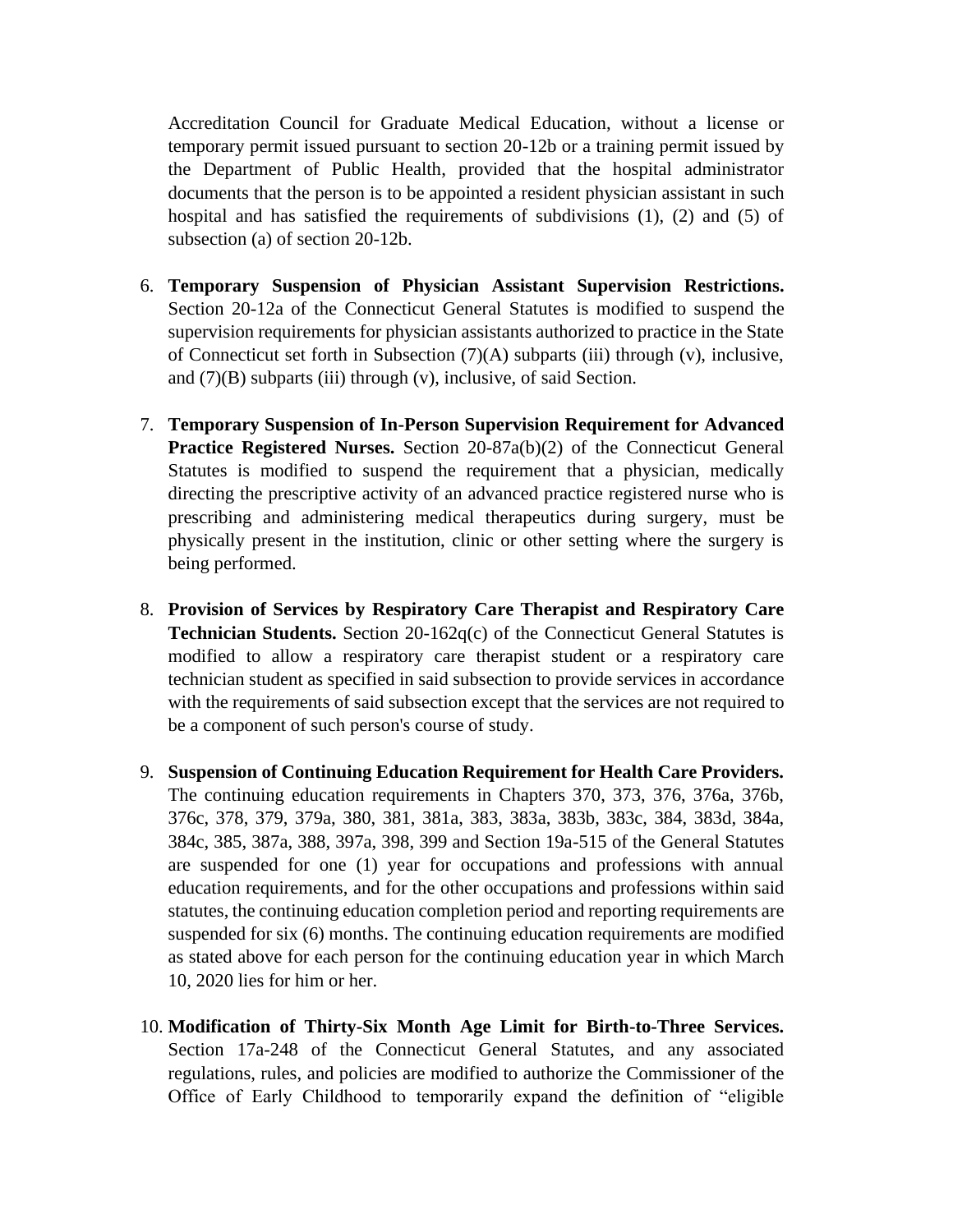Accreditation Council for Graduate Medical Education, without a license or temporary permit issued pursuant to section 20-12b or a training permit issued by the Department of Public Health, provided that the hospital administrator documents that the person is to be appointed a resident physician assistant in such hospital and has satisfied the requirements of subdivisions (1), (2) and (5) of subsection (a) of section 20-12b.

6. **Temporary Suspension of Physician Assistant Supervision Restrictions.** Section 20-12a of the Connecticut General Statutes is modified to suspend the supervision requirements for physician assistants authorized to practice in the State of Connecticut set forth in Subsection (7)(A) subparts (iii) through (v), inclusive, and (7)(B) subparts (iii) through (v), inclusive, of said Section.

7. **Temporary Suspension of In-Person Supervision Requirement for Advanced Practice Registered Nurses.** Section 20-87a(b)(2) of the Connecticut General Statutes is modified to suspend the requirement that a physician, medically directing the prescriptive activity of an advanced practice registered nurse who is prescribing and administering medical therapeutics during surgery, must be physically present in the institution, clinic or other setting where the surgery is being performed.

8. **Provision of Services by Respiratory Care Therapist and Respiratory Care Technician Students.** Section 20-162q(c) of the Connecticut General Statutes is modified to allow a respiratory care therapist student or a respiratory care technician student as specified in said subsection to provide services in accordance with the requirements of said subsection except that the services are not required to be a component of such person's course of study.

9. **Suspension of Continuing Education Requirement for Health Care Providers.** The continuing education requirements in Chapters 370, 373, 376, 376a, 376b, 376c, 378, 379, 379a, 380, 381, 381a, 383, 383a, 383b, 383c, 384, 383d, 384a, 384c, 385, 387a, 388, 397a, 398, 399 and Section 19a-515 of the General Statutes are suspended for one (1) year for occupations and professions with annual education requirements, and for the other occupations and professions within said statutes, the continuing education completion period and reporting requirements are suspended for six (6) months. The continuing education requirements are modified as stated above for each person for the continuing education year in which March 10, 2020 lies for him or her.

10. **Modification of Thirty-Six Month Age Limit for Birth-to-Three Services.** Section 17a-248 of the Connecticut General Statutes, and any associated regulations, rules, and policies are modified to authorize the Commissioner of the Office of Early Childhood to temporarily expand the definition of "eligible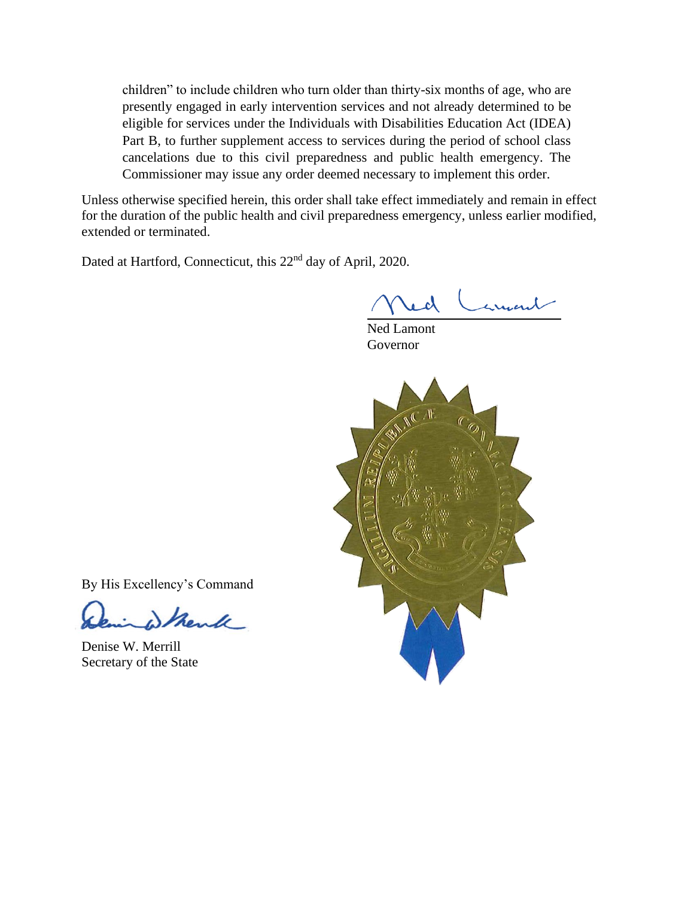children" to include children who turn older than thirty-six months of age, who are presently engaged in early intervention services and not already determined to be eligible for services under the Individuals with Disabilities Education Act (IDEA) Part B, to further supplement access to services during the period of school class cancelations due to this civil preparedness and public health emergency. The Commissioner may issue any order deemed necessary to implement this order.

Unless otherwise specified herein, this order shall take effect immediately and remain in effect for the duration of the public health and civil preparedness emergency, unless earlier modified, extended or terminated.

Dated at Hartford, Connecticut, this 22nd day of April, 2020.

Ned Lamont
Governor

By His Excellency's Command

Denise W. Merrill
Secretary of the State